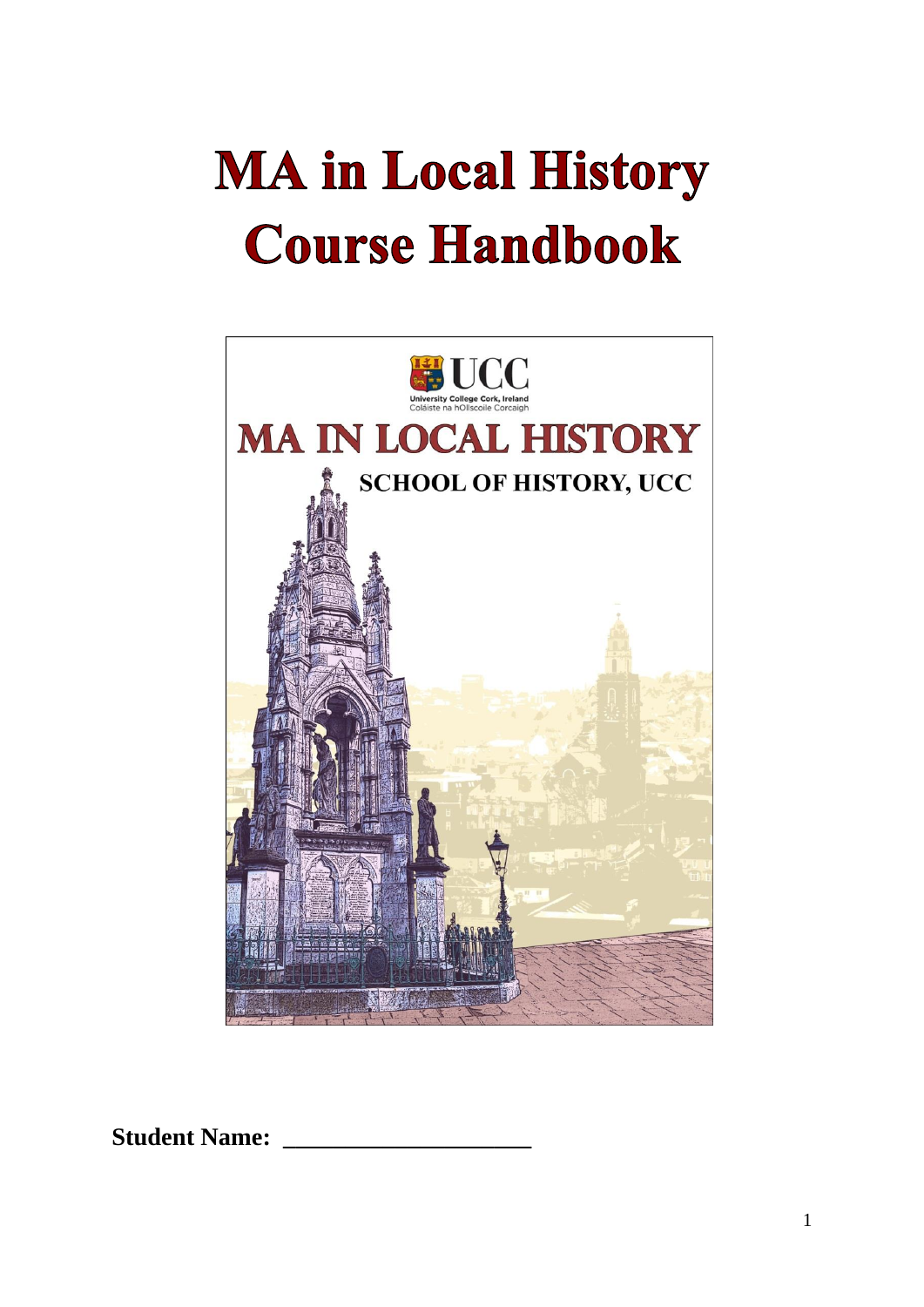# MA in Local History
# Course Handbook

UCC
University College Cork, Ireland
Coláiste na hOllscoile Corcaigh

MA IN LOCAL HISTORY

SCHOOL OF HISTORY, UCC

**Student Name: ____________________**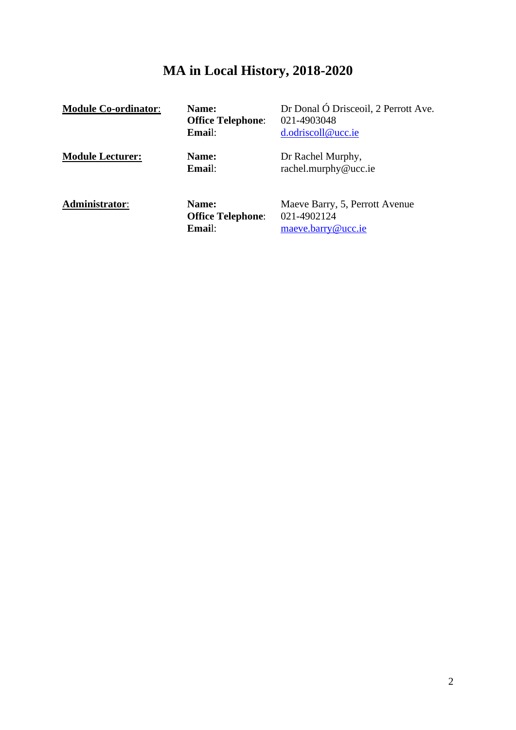# MA in Local History, 2018-2020

| | | |
|---|---|---|
| **Module Co-ordinator**: | **Name:** | Dr Donal Ó Drisceoil, 2 Perrott Ave. |
| | **Office Telephone**: | 021-4903048 |
| | **Email**: | d.odriscoll@ucc.ie |
| **Module Lecturer:** | **Name:** | Dr Rachel Murphy, |
| | **Email**: | rachel.murphy@ucc.ie |
| **Administrator**: | **Name:** | Maeve Barry, 5, Perrott Avenue |
| | **Office Telephone**: | 021-4902124 |
| | **Email**: | maeve.barry@ucc.ie |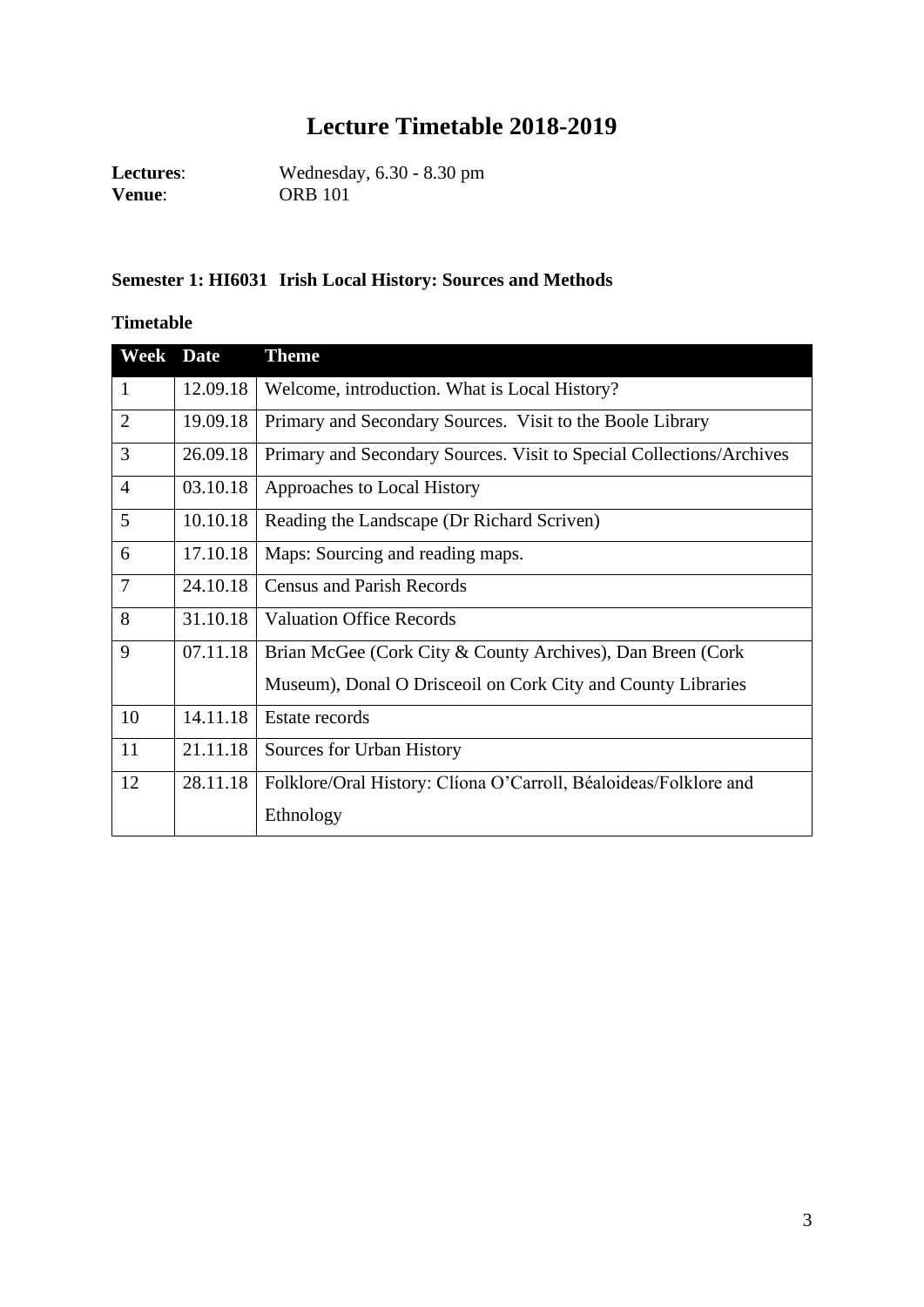# Lecture Timetable 2018-2019

**Lectures**: Wednesday, 6.30 - 8.30 pm
**Venue**: ORB 101

### Semester 1: HI6031 Irish Local History: Sources and Methods

**Timetable**

| Week | Date | Theme |
|---|---|---|
| 1 | 12.09.18 | Welcome, introduction. What is Local History? |
| 2 | 19.09.18 | Primary and Secondary Sources. Visit to the Boole Library |
| 3 | 26.09.18 | Primary and Secondary Sources. Visit to Special Collections/Archives |
| 4 | 03.10.18 | Approaches to Local History |
| 5 | 10.10.18 | Reading the Landscape (Dr Richard Scriven) |
| 6 | 17.10.18 | Maps: Sourcing and reading maps. |
| 7 | 24.10.18 | Census and Parish Records |
| 8 | 31.10.18 | Valuation Office Records |
| 9 | 07.11.18 | Brian McGee (Cork City & County Archives), Dan Breen (Cork Museum), Donal O Drisceoil on Cork City and County Libraries |
| 10 | 14.11.18 | Estate records |
| 11 | 21.11.18 | Sources for Urban History |
| 12 | 28.11.18 | Folklore/Oral History: Clíona O'Carroll, Béaloideas/Folklore and Ethnology |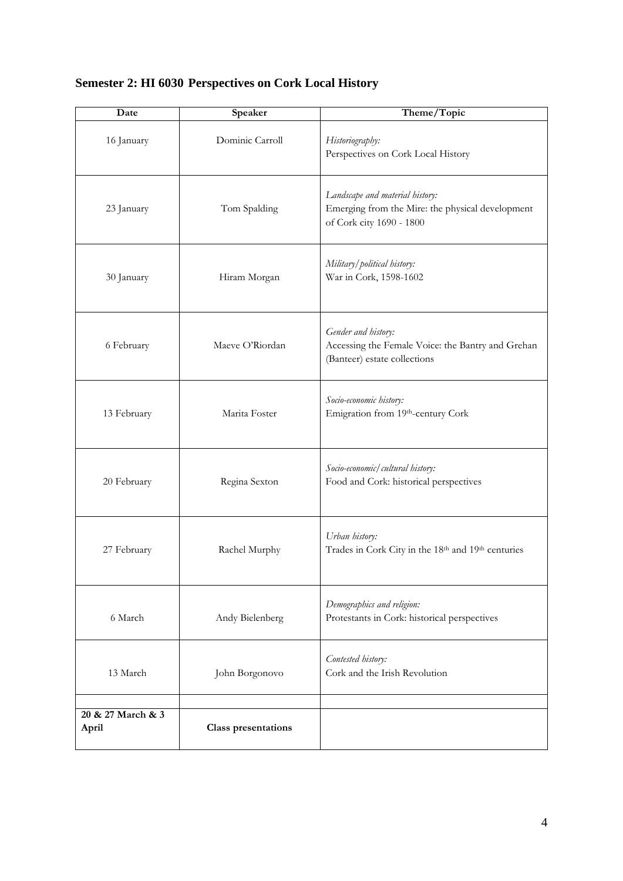## Semester 2: HI 6030 Perspectives on Cork Local History

| Date | Speaker | Theme/Topic |
|---|---|---|
| 16 January | Dominic Carroll | *Historiography:* Perspectives on Cork Local History |
| 23 January | Tom Spalding | *Landscape and material history:* Emerging from the Mire: the physical development of Cork city 1690 - 1800 |
| 30 January | Hiram Morgan | *Military/political history:* War in Cork, 1598-1602 |
| 6 February | Maeve O'Riordan | *Gender and history:* Accessing the Female Voice: the Bantry and Grehan (Banteer) estate collections |
| 13 February | Marita Foster | *Socio-economic history:* Emigration from 19th-century Cork |
| 20 February | Regina Sexton | *Socio-economic/cultural history:* Food and Cork: historical perspectives |
| 27 February | Rachel Murphy | *Urban history:* Trades in Cork City in the 18th and 19th centuries |
| 6 March | Andy Bielenberg | *Demographics and religion:* Protestants in Cork: historical perspectives |
| 13 March | John Borgonovo | *Contested history:* Cork and the Irish Revolution |
| | | |
| **20 & 27 March & 3 April** | **Class presentations** | |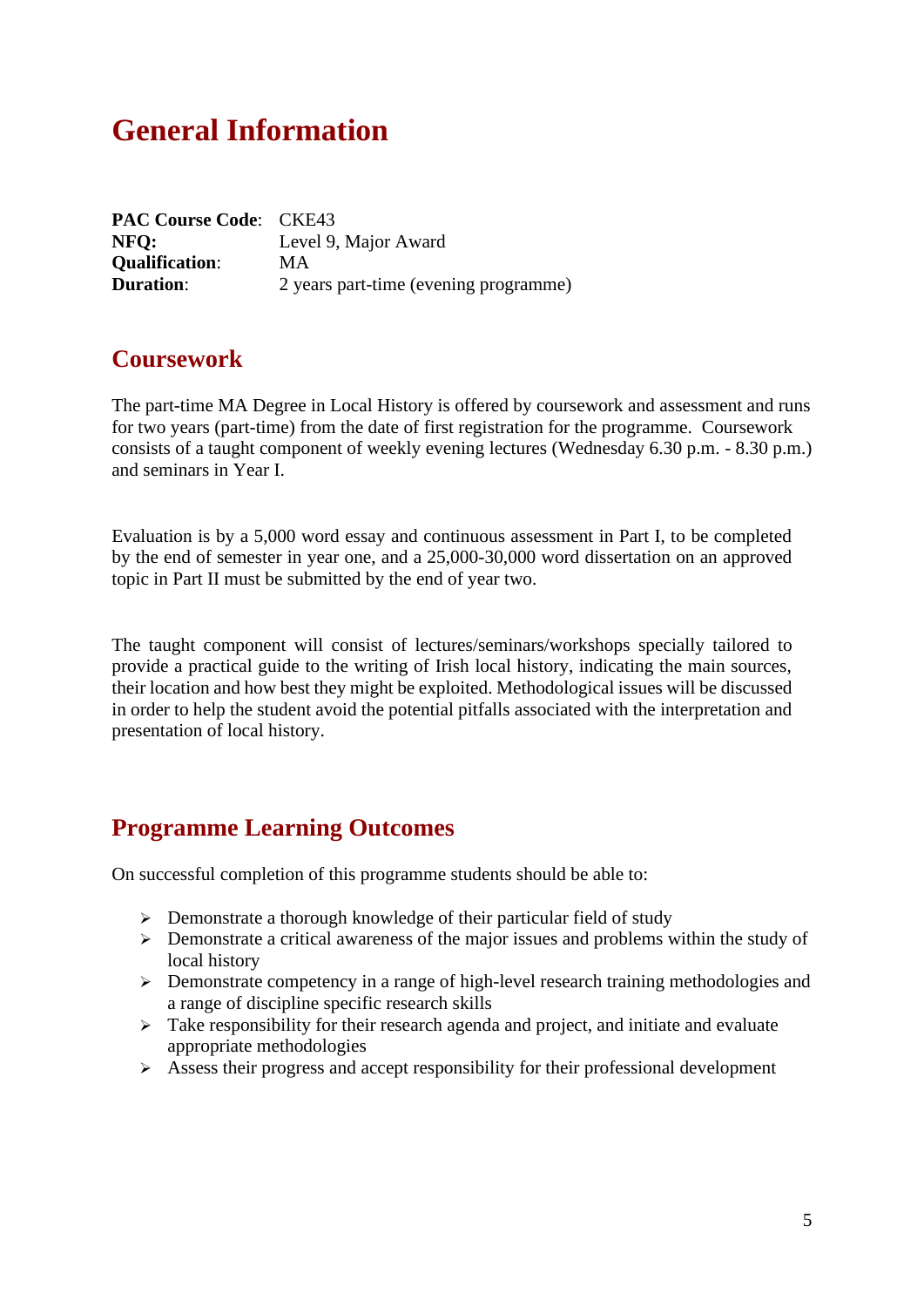# General Information

**PAC Course Code**: CKE43
**NFQ:** Level 9, Major Award
**Qualification**: MA
**Duration**: 2 years part-time (evening programme)

## Coursework

The part-time MA Degree in Local History is offered by coursework and assessment and runs for two years (part-time) from the date of first registration for the programme. Coursework consists of a taught component of weekly evening lectures (Wednesday 6.30 p.m. - 8.30 p.m.) and seminars in Year I.

Evaluation is by a 5,000 word essay and continuous assessment in Part I, to be completed by the end of semester in year one, and a 25,000-30,000 word dissertation on an approved topic in Part II must be submitted by the end of year two.

The taught component will consist of lectures/seminars/workshops specially tailored to provide a practical guide to the writing of Irish local history, indicating the main sources, their location and how best they might be exploited. Methodological issues will be discussed in order to help the student avoid the potential pitfalls associated with the interpretation and presentation of local history.

## Programme Learning Outcomes

On successful completion of this programme students should be able to:

- Demonstrate a thorough knowledge of their particular field of study
- Demonstrate a critical awareness of the major issues and problems within the study of local history
- Demonstrate competency in a range of high-level research training methodologies and a range of discipline specific research skills
- Take responsibility for their research agenda and project, and initiate and evaluate appropriate methodologies
- Assess their progress and accept responsibility for their professional development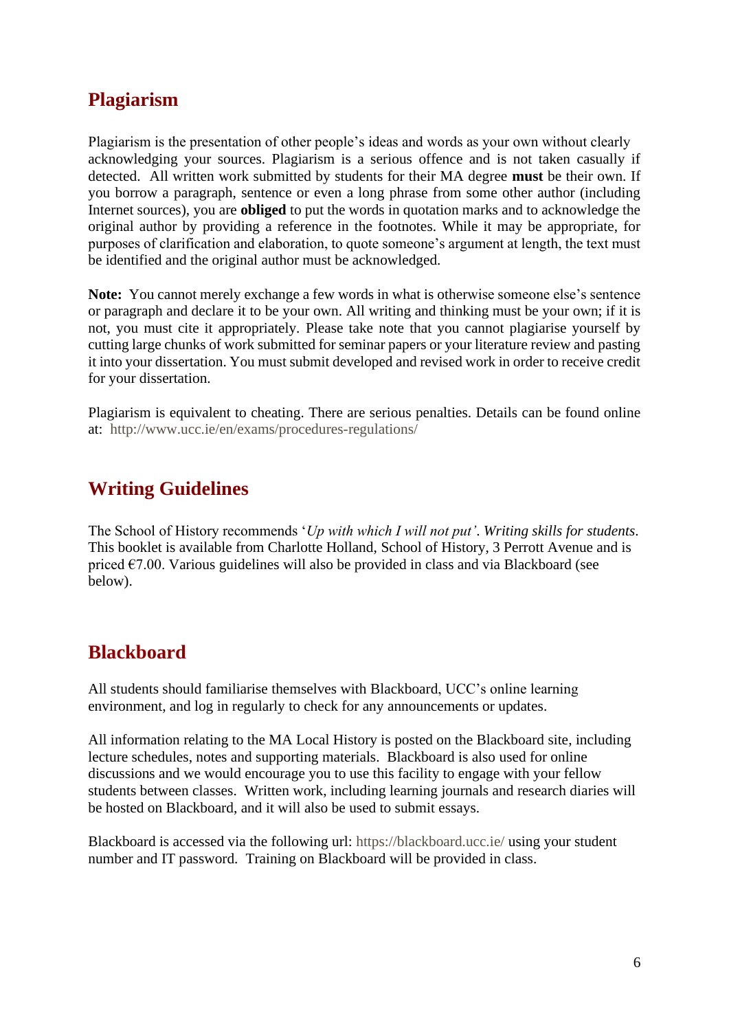## Plagiarism

Plagiarism is the presentation of other people's ideas and words as your own without clearly acknowledging your sources. Plagiarism is a serious offence and is not taken casually if detected. All written work submitted by students for their MA degree **must** be their own. If you borrow a paragraph, sentence or even a long phrase from some other author (including Internet sources), you are **obliged** to put the words in quotation marks and to acknowledge the original author by providing a reference in the footnotes. While it may be appropriate, for purposes of clarification and elaboration, to quote someone's argument at length, the text must be identified and the original author must be acknowledged.

**Note:** You cannot merely exchange a few words in what is otherwise someone else's sentence or paragraph and declare it to be your own. All writing and thinking must be your own; if it is not, you must cite it appropriately. Please take note that you cannot plagiarise yourself by cutting large chunks of work submitted for seminar papers or your literature review and pasting it into your dissertation. You must submit developed and revised work in order to receive credit for your dissertation.

Plagiarism is equivalent to cheating. There are serious penalties. Details can be found online at: http://www.ucc.ie/en/exams/procedures-regulations/

## Writing Guidelines

The School of History recommends '*Up with which I will not put'*. *Writing skills for students*. This booklet is available from Charlotte Holland, School of History, 3 Perrott Avenue and is priced €7.00. Various guidelines will also be provided in class and via Blackboard (see below).

## Blackboard

All students should familiarise themselves with Blackboard, UCC's online learning environment, and log in regularly to check for any announcements or updates.

All information relating to the MA Local History is posted on the Blackboard site, including lecture schedules, notes and supporting materials. Blackboard is also used for online discussions and we would encourage you to use this facility to engage with your fellow students between classes. Written work, including learning journals and research diaries will be hosted on Blackboard, and it will also be used to submit essays.

Blackboard is accessed via the following url: https://blackboard.ucc.ie/ using your student number and IT password. Training on Blackboard will be provided in class.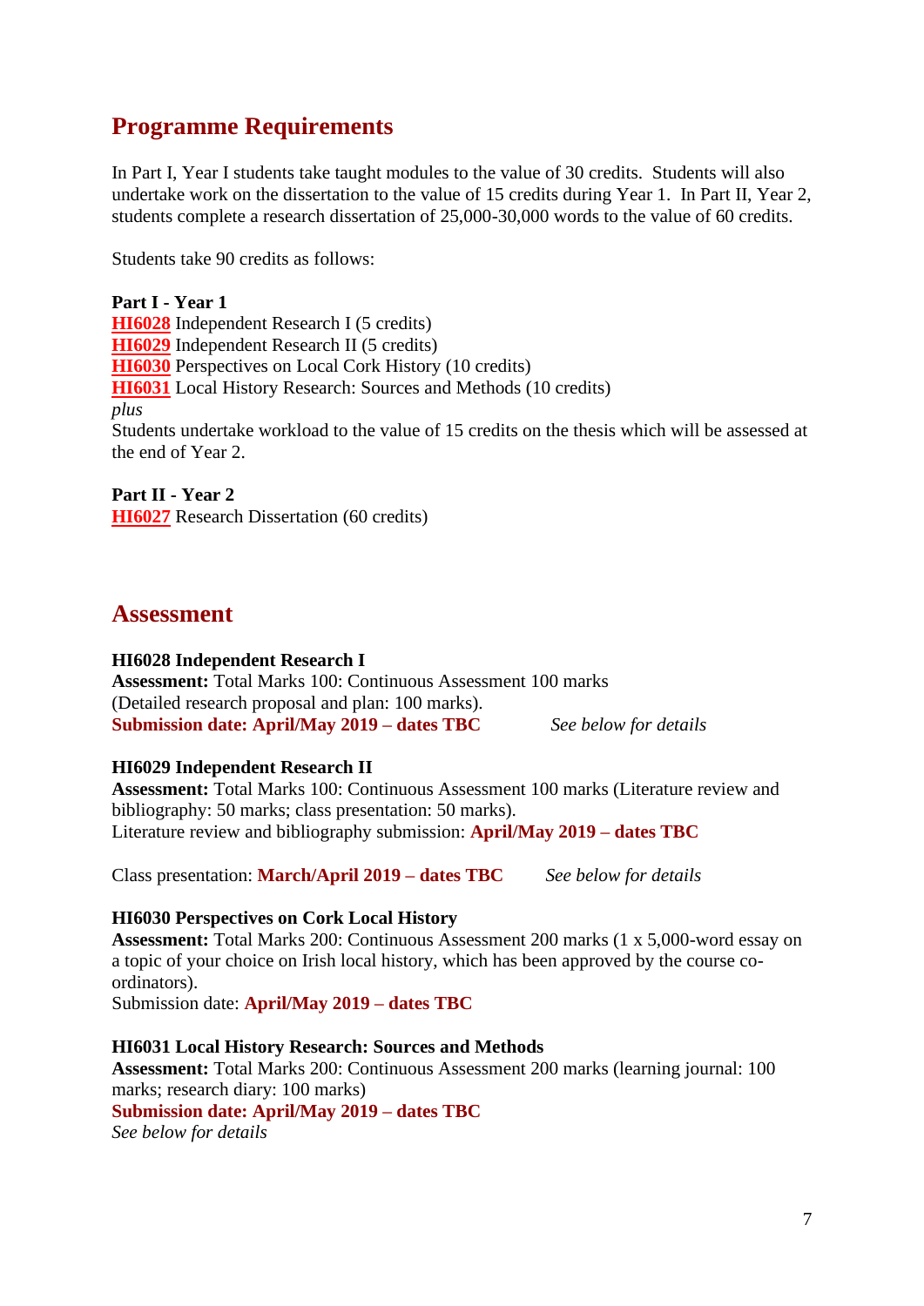## Programme Requirements

In Part I, Year I students take taught modules to the value of 30 credits. Students will also undertake work on the dissertation to the value of 15 credits during Year 1. In Part II, Year 2, students complete a research dissertation of 25,000-30,000 words to the value of 60 credits.

Students take 90 credits as follows:

**Part I - Year 1**
**HI6028** Independent Research I (5 credits)
**HI6029** Independent Research II (5 credits)
**HI6030** Perspectives on Local Cork History (10 credits)
**HI6031** Local History Research: Sources and Methods (10 credits)
*plus*
Students undertake workload to the value of 15 credits on the thesis which will be assessed at the end of Year 2.

**Part II - Year 2**
**HI6027** Research Dissertation (60 credits)

## Assessment

**HI6028 Independent Research I**
**Assessment:** Total Marks 100: Continuous Assessment 100 marks (Detailed research proposal and plan: 100 marks).
**Submission date: April/May 2019 – dates TBC** *See below for details*

**HI6029 Independent Research II**
**Assessment:** Total Marks 100: Continuous Assessment 100 marks (Literature review and bibliography: 50 marks; class presentation: 50 marks).
Literature review and bibliography submission: **April/May 2019 – dates TBC**

Class presentation: **March/April 2019 – dates TBC** *See below for details*

**HI6030 Perspectives on Cork Local History**
**Assessment:** Total Marks 200: Continuous Assessment 200 marks (1 x 5,000-word essay on a topic of your choice on Irish local history, which has been approved by the course co-ordinators).
Submission date: **April/May 2019 – dates TBC**

**HI6031 Local History Research: Sources and Methods**
**Assessment:** Total Marks 200: Continuous Assessment 200 marks (learning journal: 100 marks; research diary: 100 marks)
**Submission date: April/May 2019 – dates TBC**
*See below for details*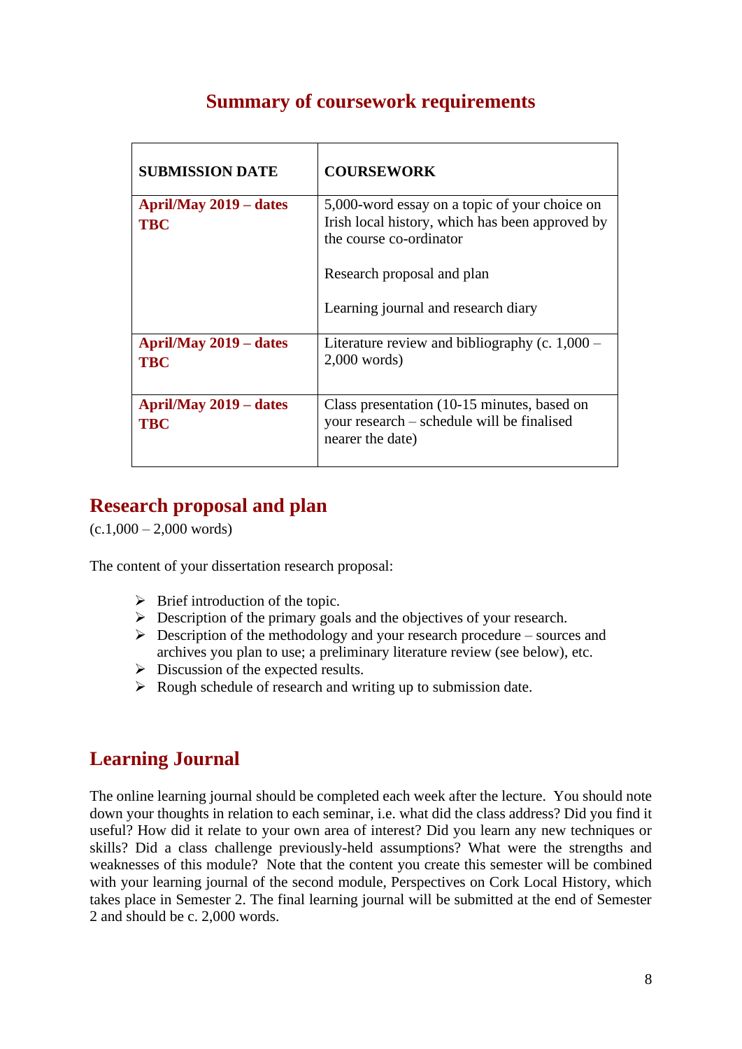## Summary of coursework requirements

| SUBMISSION DATE | COURSEWORK |
| --- | --- |
| **April/May 2019 – dates TBC** | 5,000-word essay on a topic of your choice on Irish local history, which has been approved by the course co-ordinator<br><br>Research proposal and plan<br><br>Learning journal and research diary |
| **April/May 2019 – dates TBC** | Literature review and bibliography (c. 1,000 – 2,000 words) |
| **April/May 2019 – dates TBC** | Class presentation (10-15 minutes, based on your research – schedule will be finalised nearer the date) |

## Research proposal and plan

(c.1,000 – 2,000 words)

The content of your dissertation research proposal:

- Brief introduction of the topic.
- Description of the primary goals and the objectives of your research.
- Description of the methodology and your research procedure – sources and archives you plan to use; a preliminary literature review (see below), etc.
- Discussion of the expected results.
- Rough schedule of research and writing up to submission date.

## Learning Journal

The online learning journal should be completed each week after the lecture. You should note down your thoughts in relation to each seminar, i.e. what did the class address? Did you find it useful? How did it relate to your own area of interest? Did you learn any new techniques or skills? Did a class challenge previously-held assumptions? What were the strengths and weaknesses of this module? Note that the content you create this semester will be combined with your learning journal of the second module, Perspectives on Cork Local History, which takes place in Semester 2. The final learning journal will be submitted at the end of Semester 2 and should be c. 2,000 words.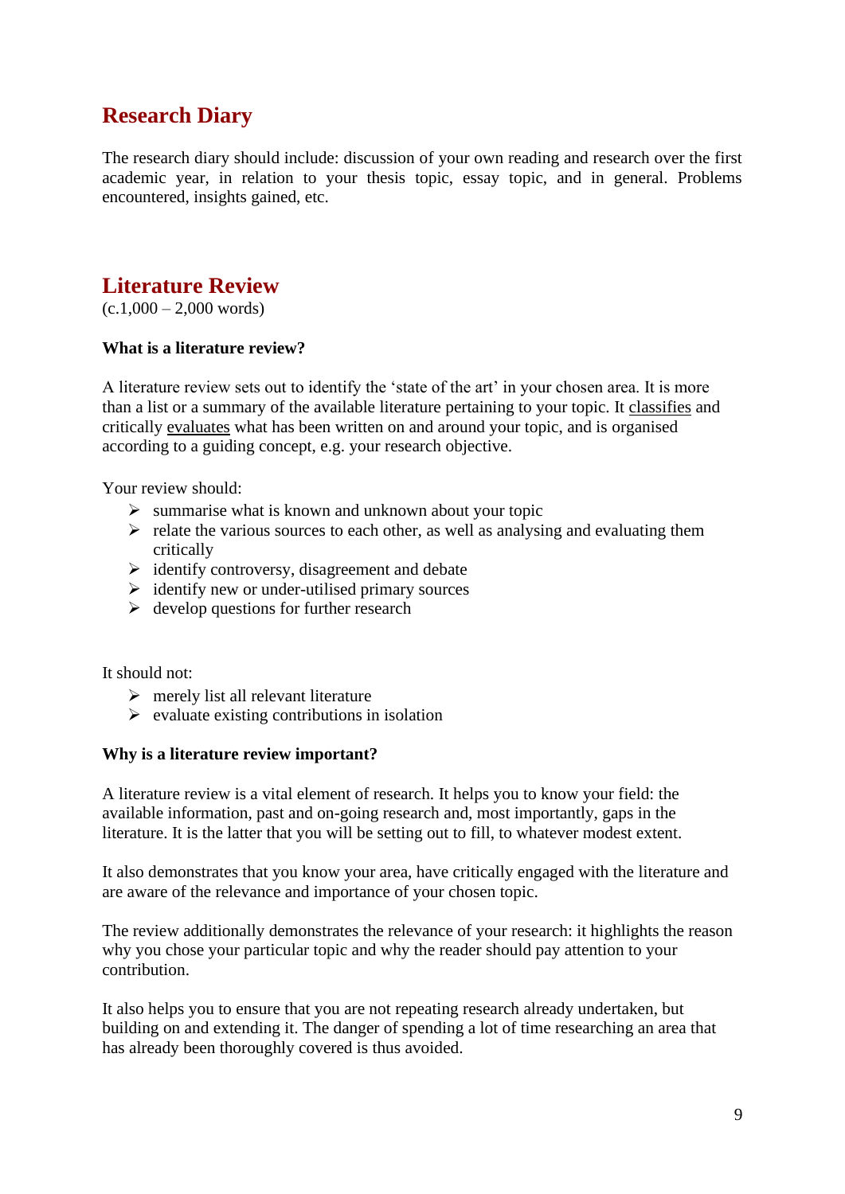## Research Diary

The research diary should include: discussion of your own reading and research over the first academic year, in relation to your thesis topic, essay topic, and in general. Problems encountered, insights gained, etc.

## Literature Review

(c.1,000 – 2,000 words)

**What is a literature review?**

A literature review sets out to identify the 'state of the art' in your chosen area. It is more than a list or a summary of the available literature pertaining to your topic. It <u>classifies</u> and critically <u>evaluates</u> what has been written on and around your topic, and is organised according to a guiding concept, e.g. your research objective.

Your review should:

- summarise what is known and unknown about your topic
- relate the various sources to each other, as well as analysing and evaluating them critically
- identify controversy, disagreement and debate
- identify new or under-utilised primary sources
- develop questions for further research

It should not:

- merely list all relevant literature
- evaluate existing contributions in isolation

**Why is a literature review important?**

A literature review is a vital element of research. It helps you to know your field: the available information, past and on-going research and, most importantly, gaps in the literature. It is the latter that you will be setting out to fill, to whatever modest extent.

It also demonstrates that you know your area, have critically engaged with the literature and are aware of the relevance and importance of your chosen topic.

The review additionally demonstrates the relevance of your research: it highlights the reason why you chose your particular topic and why the reader should pay attention to your contribution.

It also helps you to ensure that you are not repeating research already undertaken, but building on and extending it. The danger of spending a lot of time researching an area that has already been thoroughly covered is thus avoided.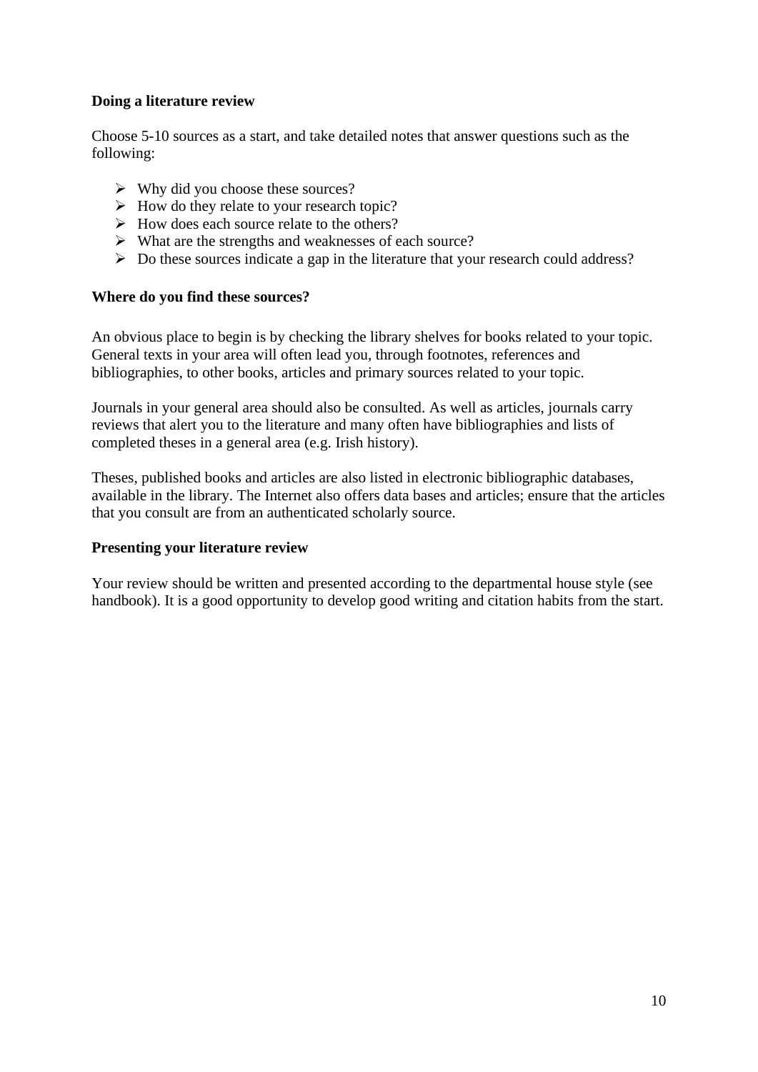**Doing a literature review**

Choose 5-10 sources as a start, and take detailed notes that answer questions such as the following:

- Why did you choose these sources?
- How do they relate to your research topic?
- How does each source relate to the others?
- What are the strengths and weaknesses of each source?
- Do these sources indicate a gap in the literature that your research could address?

**Where do you find these sources?**

An obvious place to begin is by checking the library shelves for books related to your topic. General texts in your area will often lead you, through footnotes, references and bibliographies, to other books, articles and primary sources related to your topic.

Journals in your general area should also be consulted. As well as articles, journals carry reviews that alert you to the literature and many often have bibliographies and lists of completed theses in a general area (e.g. Irish history).

Theses, published books and articles are also listed in electronic bibliographic databases, available in the library. The Internet also offers data bases and articles; ensure that the articles that you consult are from an authenticated scholarly source.

**Presenting your literature review**

Your review should be written and presented according to the departmental house style (see handbook). It is a good opportunity to develop good writing and citation habits from the start.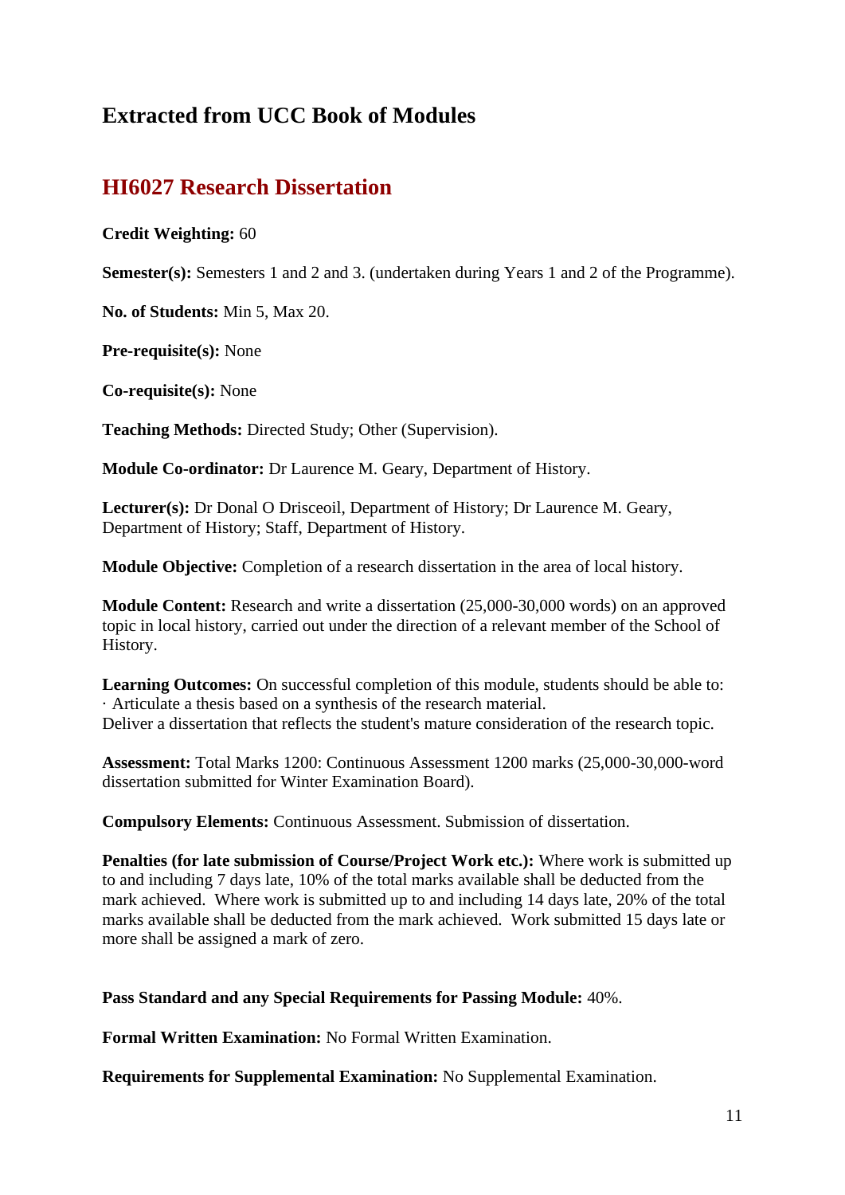# Extracted from UCC Book of Modules

## HI6027 Research Dissertation

**Credit Weighting:** 60

**Semester(s):** Semesters 1 and 2 and 3. (undertaken during Years 1 and 2 of the Programme).

**No. of Students:** Min 5, Max 20.

**Pre-requisite(s):** None

**Co-requisite(s):** None

**Teaching Methods:** Directed Study; Other (Supervision).

**Module Co-ordinator:** Dr Laurence M. Geary, Department of History.

**Lecturer(s):** Dr Donal O Drisceoil, Department of History; Dr Laurence M. Geary, Department of History; Staff, Department of History.

**Module Objective:** Completion of a research dissertation in the area of local history.

**Module Content:** Research and write a dissertation (25,000-30,000 words) on an approved topic in local history, carried out under the direction of a relevant member of the School of History.

**Learning Outcomes:** On successful completion of this module, students should be able to:
· Articulate a thesis based on a synthesis of the research material.
Deliver a dissertation that reflects the student's mature consideration of the research topic.

**Assessment:** Total Marks 1200: Continuous Assessment 1200 marks (25,000-30,000-word dissertation submitted for Winter Examination Board).

**Compulsory Elements:** Continuous Assessment. Submission of dissertation.

**Penalties (for late submission of Course/Project Work etc.):** Where work is submitted up to and including 7 days late, 10% of the total marks available shall be deducted from the mark achieved. Where work is submitted up to and including 14 days late, 20% of the total marks available shall be deducted from the mark achieved. Work submitted 15 days late or more shall be assigned a mark of zero.

**Pass Standard and any Special Requirements for Passing Module:** 40%.

**Formal Written Examination:** No Formal Written Examination.

**Requirements for Supplemental Examination:** No Supplemental Examination.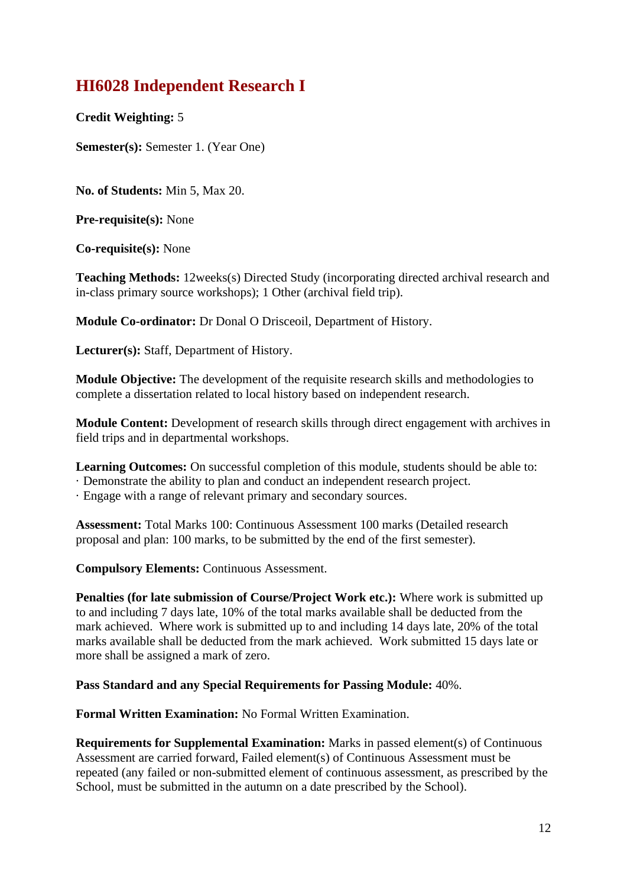## HI6028 Independent Research I

**Credit Weighting:** 5

**Semester(s):** Semester 1. (Year One)

**No. of Students:** Min 5, Max 20.

**Pre-requisite(s):** None

**Co-requisite(s):** None

**Teaching Methods:** 12weeks(s) Directed Study (incorporating directed archival research and in-class primary source workshops); 1 Other (archival field trip).

**Module Co-ordinator:** Dr Donal O Drisceoil, Department of History.

**Lecturer(s):** Staff, Department of History.

**Module Objective:** The development of the requisite research skills and methodologies to complete a dissertation related to local history based on independent research.

**Module Content:** Development of research skills through direct engagement with archives in field trips and in departmental workshops.

**Learning Outcomes:** On successful completion of this module, students should be able to:
· Demonstrate the ability to plan and conduct an independent research project.
· Engage with a range of relevant primary and secondary sources.

**Assessment:** Total Marks 100: Continuous Assessment 100 marks (Detailed research proposal and plan: 100 marks, to be submitted by the end of the first semester).

**Compulsory Elements:** Continuous Assessment.

**Penalties (for late submission of Course/Project Work etc.):** Where work is submitted up to and including 7 days late, 10% of the total marks available shall be deducted from the mark achieved. Where work is submitted up to and including 14 days late, 20% of the total marks available shall be deducted from the mark achieved. Work submitted 15 days late or more shall be assigned a mark of zero.

**Pass Standard and any Special Requirements for Passing Module:** 40%.

**Formal Written Examination:** No Formal Written Examination.

**Requirements for Supplemental Examination:** Marks in passed element(s) of Continuous Assessment are carried forward, Failed element(s) of Continuous Assessment must be repeated (any failed or non-submitted element of continuous assessment, as prescribed by the School, must be submitted in the autumn on a date prescribed by the School).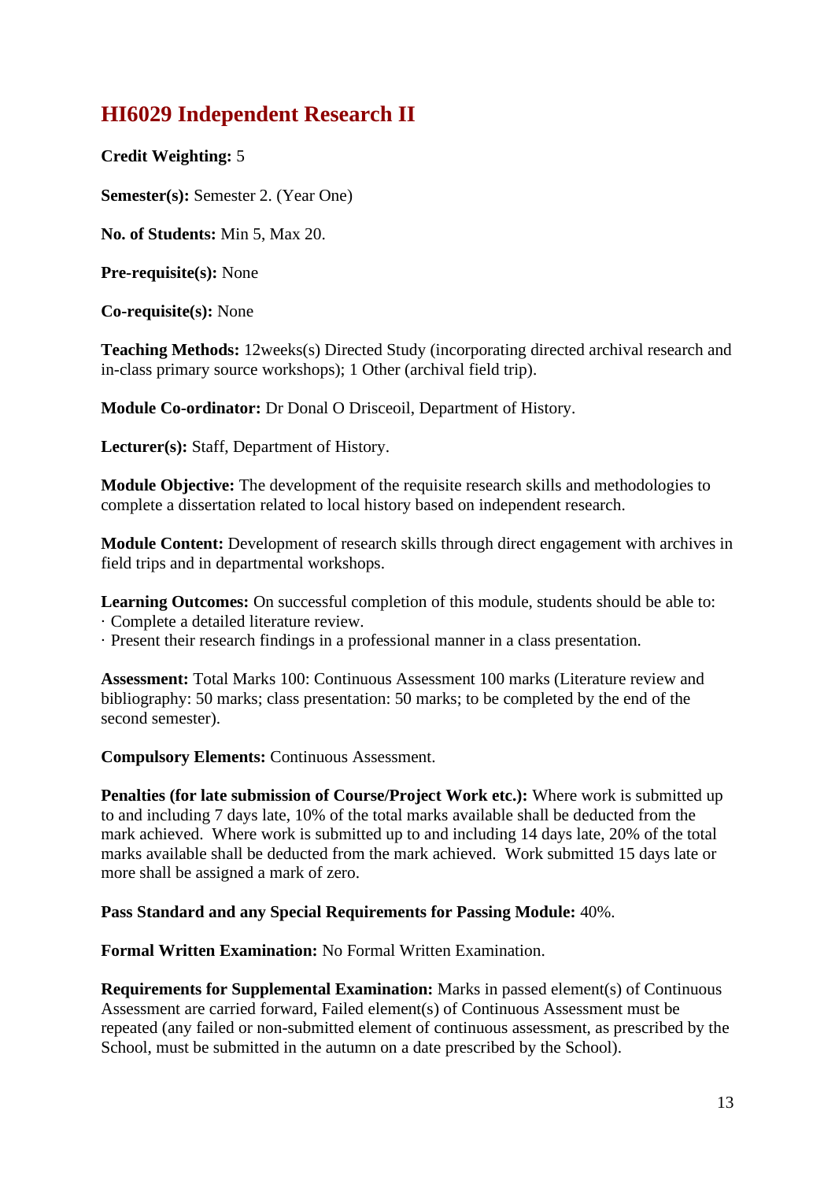## HI6029 Independent Research II

**Credit Weighting:** 5

**Semester(s):** Semester 2. (Year One)

**No. of Students:** Min 5, Max 20.

**Pre-requisite(s):** None

**Co-requisite(s):** None

**Teaching Methods:** 12weeks(s) Directed Study (incorporating directed archival research and in-class primary source workshops); 1 Other (archival field trip).

**Module Co-ordinator:** Dr Donal O Drisceoil, Department of History.

**Lecturer(s):** Staff, Department of History.

**Module Objective:** The development of the requisite research skills and methodologies to complete a dissertation related to local history based on independent research.

**Module Content:** Development of research skills through direct engagement with archives in field trips and in departmental workshops.

**Learning Outcomes:** On successful completion of this module, students should be able to:
· Complete a detailed literature review.
· Present their research findings in a professional manner in a class presentation.

**Assessment:** Total Marks 100: Continuous Assessment 100 marks (Literature review and bibliography: 50 marks; class presentation: 50 marks; to be completed by the end of the second semester).

**Compulsory Elements:** Continuous Assessment.

**Penalties (for late submission of Course/Project Work etc.):** Where work is submitted up to and including 7 days late, 10% of the total marks available shall be deducted from the mark achieved. Where work is submitted up to and including 14 days late, 20% of the total marks available shall be deducted from the mark achieved. Work submitted 15 days late or more shall be assigned a mark of zero.

**Pass Standard and any Special Requirements for Passing Module:** 40%.

**Formal Written Examination:** No Formal Written Examination.

**Requirements for Supplemental Examination:** Marks in passed element(s) of Continuous Assessment are carried forward, Failed element(s) of Continuous Assessment must be repeated (any failed or non-submitted element of continuous assessment, as prescribed by the School, must be submitted in the autumn on a date prescribed by the School).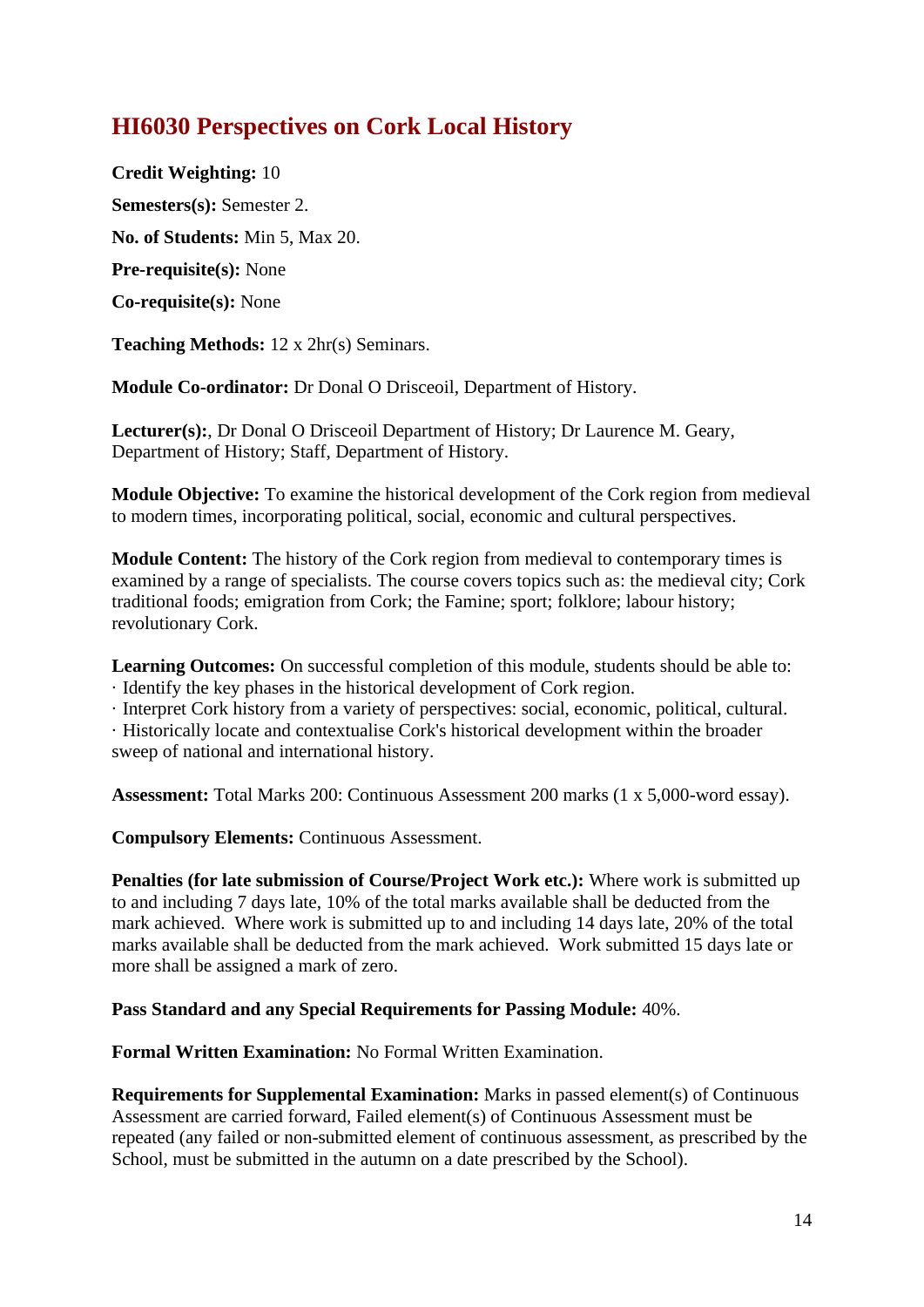## HI6030 Perspectives on Cork Local History

**Credit Weighting:** 10

**Semesters(s):** Semester 2.

**No. of Students:** Min 5, Max 20.

**Pre-requisite(s):** None

**Co-requisite(s):** None

**Teaching Methods:** 12 x 2hr(s) Seminars.

**Module Co-ordinator:** Dr Donal O Drisceoil, Department of History.

**Lecturer(s):**, Dr Donal O Drisceoil Department of History; Dr Laurence M. Geary, Department of History; Staff, Department of History.

**Module Objective:** To examine the historical development of the Cork region from medieval to modern times, incorporating political, social, economic and cultural perspectives.

**Module Content:** The history of the Cork region from medieval to contemporary times is examined by a range of specialists. The course covers topics such as: the medieval city; Cork traditional foods; emigration from Cork; the Famine; sport; folklore; labour history; revolutionary Cork.

**Learning Outcomes:** On successful completion of this module, students should be able to:
· Identify the key phases in the historical development of Cork region.
· Interpret Cork history from a variety of perspectives: social, economic, political, cultural.
· Historically locate and contextualise Cork's historical development within the broader sweep of national and international history.

**Assessment:** Total Marks 200: Continuous Assessment 200 marks (1 x 5,000-word essay).

**Compulsory Elements:** Continuous Assessment.

**Penalties (for late submission of Course/Project Work etc.):** Where work is submitted up to and including 7 days late, 10% of the total marks available shall be deducted from the mark achieved. Where work is submitted up to and including 14 days late, 20% of the total marks available shall be deducted from the mark achieved. Work submitted 15 days late or more shall be assigned a mark of zero.

**Pass Standard and any Special Requirements for Passing Module:** 40%.

**Formal Written Examination:** No Formal Written Examination.

**Requirements for Supplemental Examination:** Marks in passed element(s) of Continuous Assessment are carried forward, Failed element(s) of Continuous Assessment must be repeated (any failed or non-submitted element of continuous assessment, as prescribed by the School, must be submitted in the autumn on a date prescribed by the School).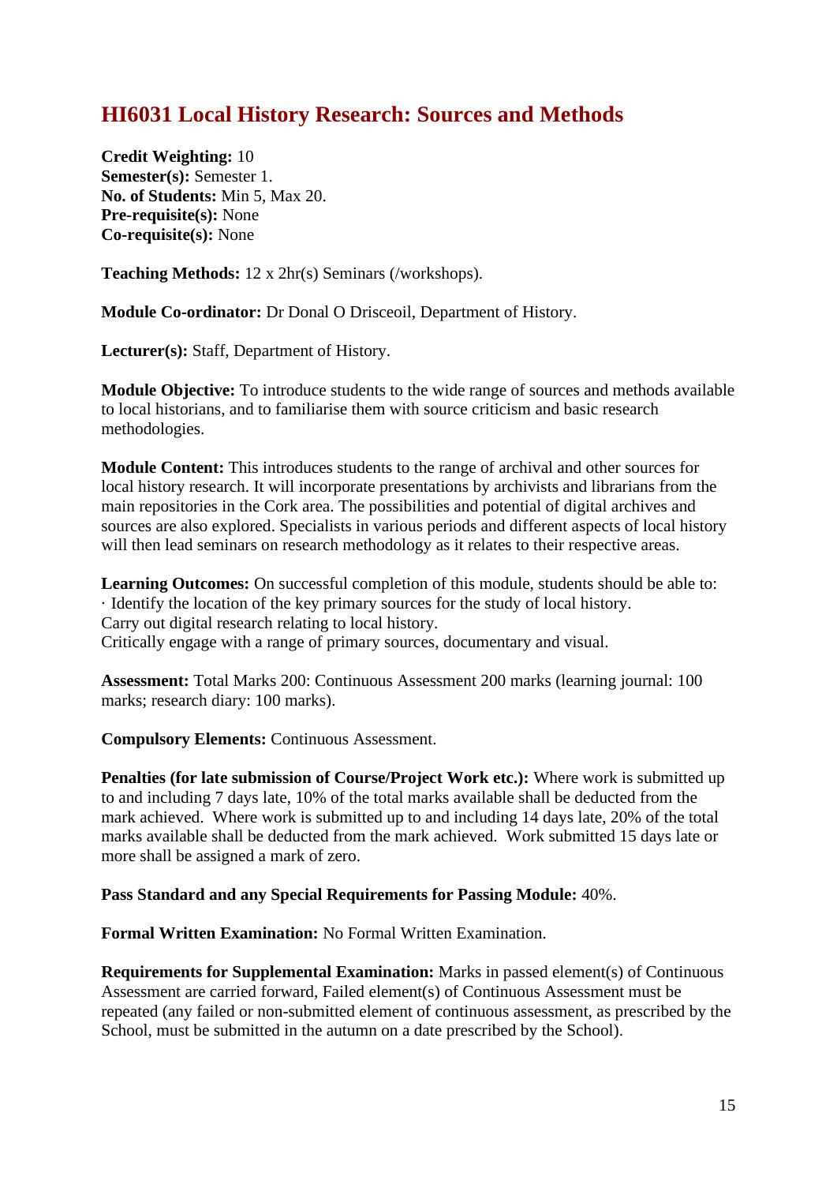## HI6031 Local History Research: Sources and Methods

**Credit Weighting:** 10
**Semester(s):** Semester 1.
**No. of Students:** Min 5, Max 20.
**Pre-requisite(s):** None
**Co-requisite(s):** None

**Teaching Methods:** 12 x 2hr(s) Seminars (/workshops).

**Module Co-ordinator:** Dr Donal O Drisceoil, Department of History.

**Lecturer(s):** Staff, Department of History.

**Module Objective:** To introduce students to the wide range of sources and methods available to local historians, and to familiarise them with source criticism and basic research methodologies.

**Module Content:** This introduces students to the range of archival and other sources for local history research. It will incorporate presentations by archivists and librarians from the main repositories in the Cork area. The possibilities and potential of digital archives and sources are also explored. Specialists in various periods and different aspects of local history will then lead seminars on research methodology as it relates to their respective areas.

**Learning Outcomes:** On successful completion of this module, students should be able to:
· Identify the location of the key primary sources for the study of local history.
Carry out digital research relating to local history.
Critically engage with a range of primary sources, documentary and visual.

**Assessment:** Total Marks 200: Continuous Assessment 200 marks (learning journal: 100 marks; research diary: 100 marks).

**Compulsory Elements:** Continuous Assessment.

**Penalties (for late submission of Course/Project Work etc.):** Where work is submitted up to and including 7 days late, 10% of the total marks available shall be deducted from the mark achieved. Where work is submitted up to and including 14 days late, 20% of the total marks available shall be deducted from the mark achieved. Work submitted 15 days late or more shall be assigned a mark of zero.

**Pass Standard and any Special Requirements for Passing Module:** 40%.

**Formal Written Examination:** No Formal Written Examination.

**Requirements for Supplemental Examination:** Marks in passed element(s) of Continuous Assessment are carried forward, Failed element(s) of Continuous Assessment must be repeated (any failed or non-submitted element of continuous assessment, as prescribed by the School, must be submitted in the autumn on a date prescribed by the School).